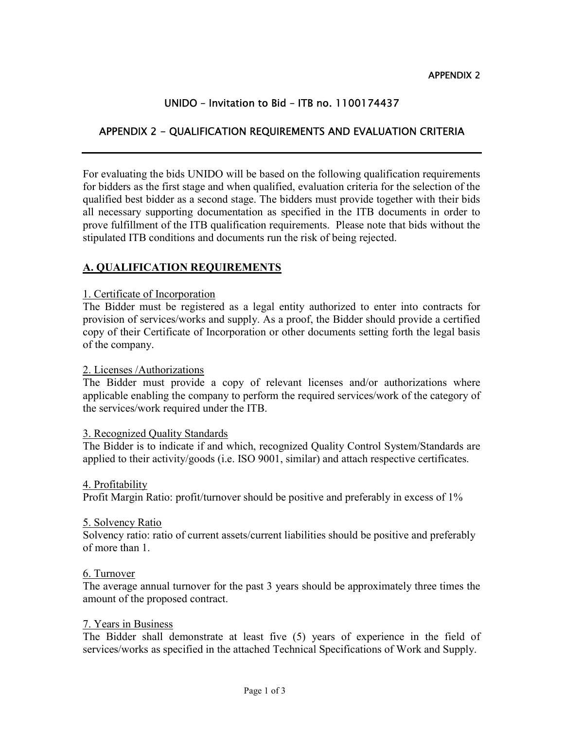APPENDIX 2

# UNIDO – Invitation to Bid – ITB no. 1100174437

## APPENDIX 2 - QUALIFICATION REQUIREMENTS AND EVALUATION CRITERIA

For evaluating the bids UNIDO will be based on the following qualification requirements for bidders as the first stage and when qualified, evaluation criteria for the selection of the qualified best bidder as a second stage. The bidders must provide together with their bids all necessary supporting documentation as specified in the ITB documents in order to prove fulfillment of the ITB qualification requirements. Please note that bids without the stipulated ITB conditions and documents run the risk of being rejected.

## A. QUALIFICATION REQUIREMENTS

### 1. Certificate of Incorporation

The Bidder must be registered as a legal entity authorized to enter into contracts for provision of services/works and supply. As a proof, the Bidder should provide a certified copy of their Certificate of Incorporation or other documents setting forth the legal basis of the company.

### 2. Licenses /Authorizations

The Bidder must provide a copy of relevant licenses and/or authorizations where applicable enabling the company to perform the required services/work of the category of the services/work required under the ITB.

### 3. Recognized Quality Standards

The Bidder is to indicate if and which, recognized Quality Control System/Standards are applied to their activity/goods (i.e. ISO 9001, similar) and attach respective certificates.

### 4. Profitability

Profit Margin Ratio: profit/turnover should be positive and preferably in excess of 1%

### 5. Solvency Ratio

Solvency ratio: ratio of current assets/current liabilities should be positive and preferably of more than 1.

### 6. Turnover

The average annual turnover for the past 3 years should be approximately three times the amount of the proposed contract.

### 7. Years in Business

The Bidder shall demonstrate at least five (5) years of experience in the field of services/works as specified in the attached Technical Specifications of Work and Supply.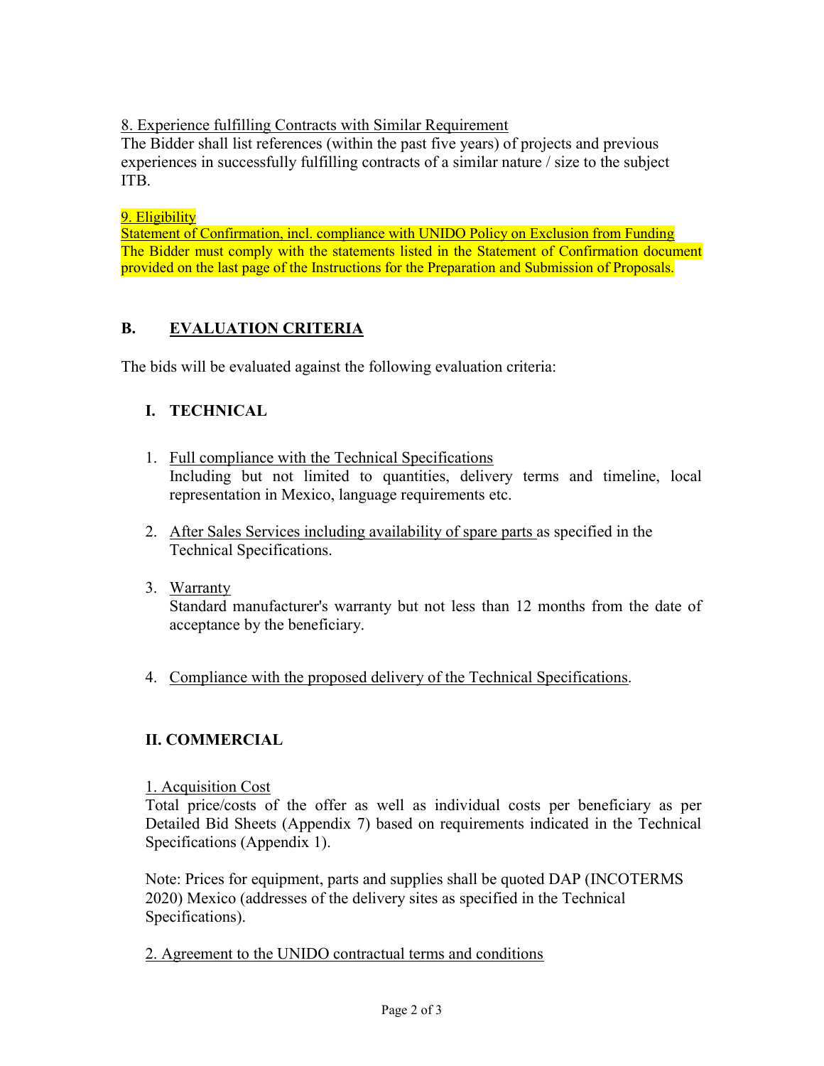8. Experience fulfilling Contracts with Similar Requirement

The Bidder shall list references (within the past five years) of projects and previous experiences in successfully fulfilling contracts of a similar nature / size to the subject ITB.

9. Eligibility

Statement of Confirmation, incl. compliance with UNIDO Policy on Exclusion from Funding

The Bidder must comply with the statements listed in the Statement of Confirmation document provided on the last page of the Instructions for the Preparation and Submission of Proposals.

## B. EVALUATION CRITERIA

The bids will be evaluated against the following evaluation criteria:

### I. TECHNICAL

1. Full compliance with the Technical Specifications
   Including but not limited to quantities, delivery terms and timeline, local representation in Mexico, language requirements etc.

2. After Sales Services including availability of spare parts as specified in the Technical Specifications.

3. Warranty
   Standard manufacturer's warranty but not less than 12 months from the date of acceptance by the beneficiary.

4. Compliance with the proposed delivery of the Technical Specifications.

### II. COMMERCIAL

1. Acquisition Cost

Total price/costs of the offer as well as individual costs per beneficiary as per Detailed Bid Sheets (Appendix 7) based on requirements indicated in the Technical Specifications (Appendix 1).

Note: Prices for equipment, parts and supplies shall be quoted DAP (INCOTERMS 2020) Mexico (addresses of the delivery sites as specified in the Technical Specifications).

2. Agreement to the UNIDO contractual terms and conditions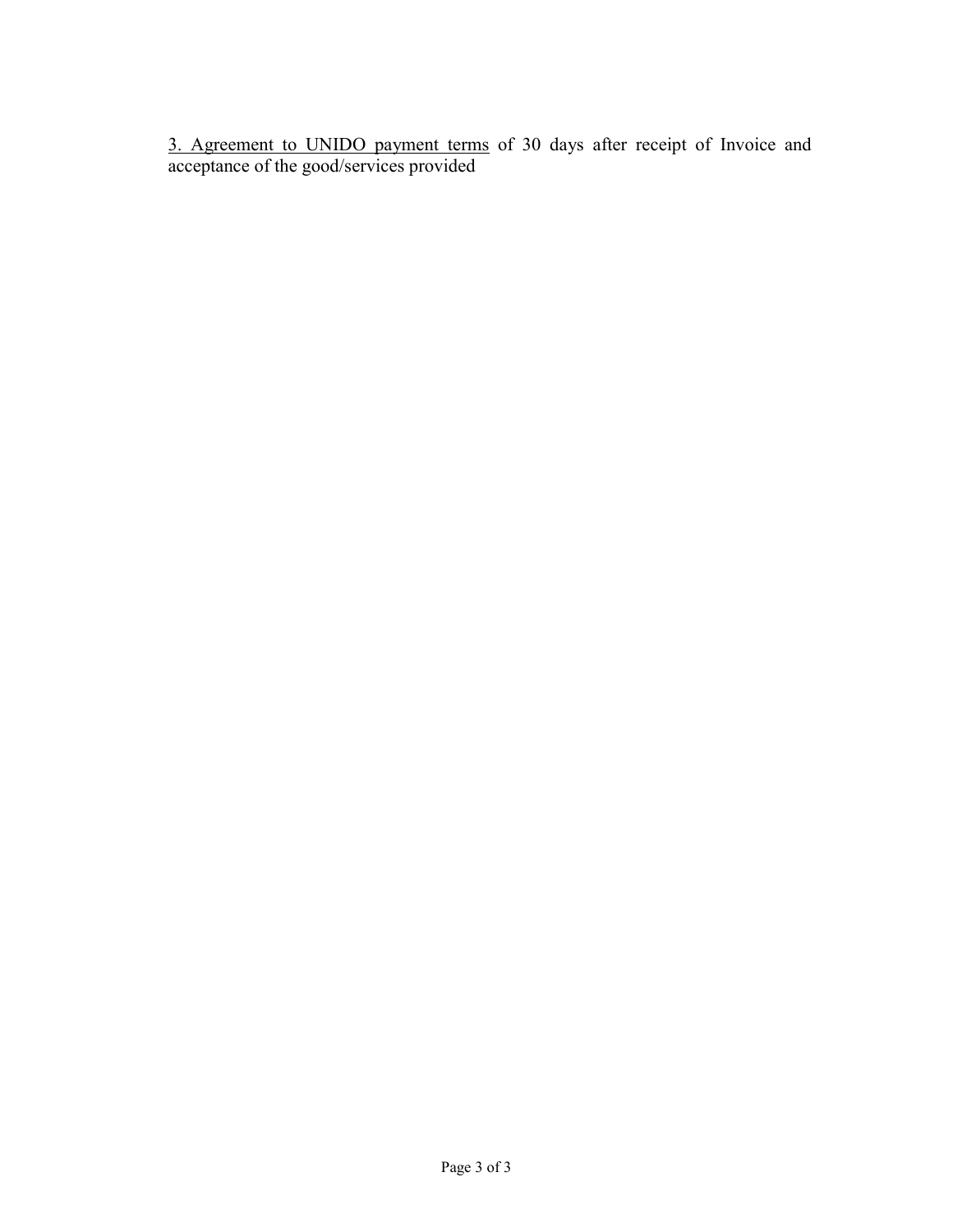<u>3. Agreement to UNIDO payment terms</u> of 30 days after receipt of Invoice and acceptance of the good/services provided